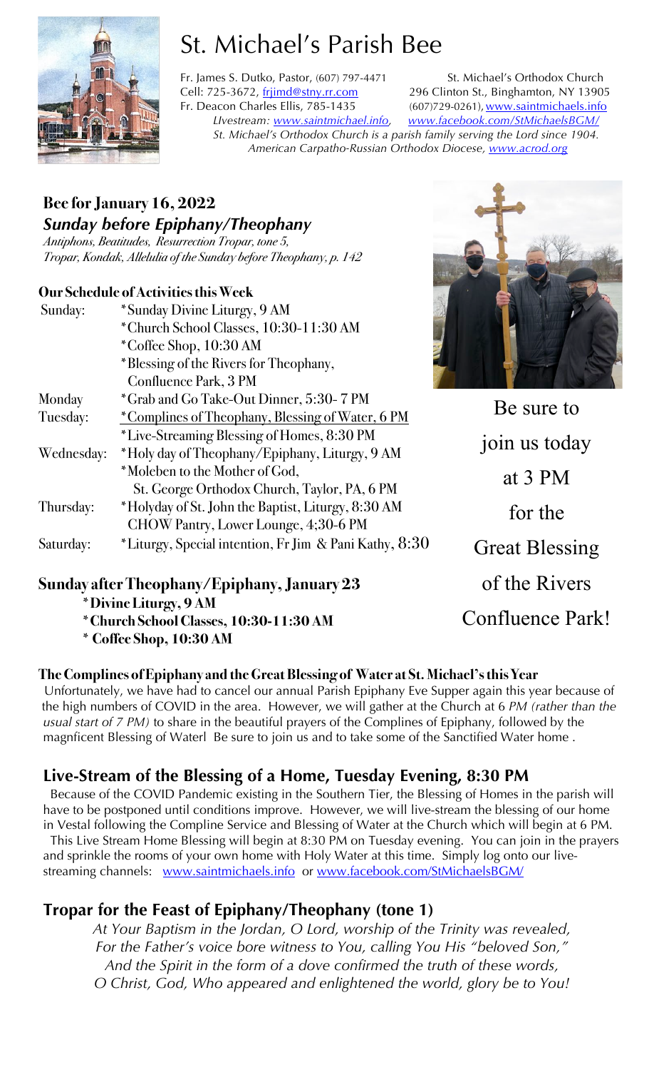# St. Michael's Parish Bee

Fr. James S. Dutko, Pastor, (607) 797-4471
Cell: 725-3672, frjimd@stny.rr.com
Fr. Deacon Charles Ellis, 785-1435

St. Michael's Orthodox Church
296 Clinton St., Binghamton, NY 13905
(607)729-0261), www.saintmichaels.info

*LIvestream: www.saintmichael.info, www.facebook.com/StMichaelsBGM/*
*St. Michael's Orthodox Church is a parish family serving the Lord since 1904.*
*American Carpatho-Russian Orthodox Diocese, www.acrod.org*

## Bee for January 16, 2022

### *Sunday before Epiphany/Theophany*

*Antiphons, Beatitudes, Resurrection Tropar, tone 5,*
*Tropar, Kondak, Allelulia of the Sunday before Theophany, p. 142*

**Our Schedule of Activities this Week**

| | |
|---|---|
| Sunday: | *Sunday Divine Liturgy, 9 AM |
| | *Church School Classes, 10:30-11:30 AM |
| | *Coffee Shop, 10:30 AM |
| | *Blessing of the Rivers for Theophany, Confluence Park, 3 PM |
| Monday | *Grab and Go Take-Out Dinner, 5:30- 7 PM |
| Tuesday: | *Complines of Theophany, Blessing of Water, 6 PM |
| | *Live-Streaming Blessing of Homes, 8:30 PM |
| Wednesday: | *Holy day of Theophany/Epiphany, Liturgy, 9 AM |
| | *Moleben to the Mother of God, St. George Orthodox Church, Taylor, PA, 6 PM |
| Thursday: | *Holyday of St. John the Baptist, Liturgy, 8:30 AM |
| | CHOW Pantry, Lower Lounge, 4;30-6 PM |
| Saturday: | *Liturgy, Special intention, Fr Jim & Pani Kathy, 8:30 |

**Sunday after Theophany/Epiphany, January 23**

**\*Divine Liturgy, 9 AM**
**\*Church School Classes, 10:30-11:30 AM**
**\* Coffee Shop, 10:30 AM**

Be sure to join us today at 3 PM for the Great Blessing of the Rivers Confluence Park!

**The Complines of Epiphany and the Great Blessing of Water at St. Michael's this Year**

Unfortunately, we have had to cancel our annual Parish Epiphany Eve Supper again this year because of the high numbers of COVID in the area. However, we will gather at the Church at 6 *PM (rather than the usual start of 7 PM)* to share in the beautiful prayers of the Complines of Epiphany, followed by the magnficent Blessing of Waterl Be sure to join us and to take some of the Sanctified Water home .

## Live-Stream of the Blessing of a Home, Tuesday Evening, 8:30 PM

Because of the COVID Pandemic existing in the Southern Tier, the Blessing of Homes in the parish will have to be postponed until conditions improve. However, we will live-stream the blessing of our home in Vestal following the Compline Service and Blessing of Water at the Church which will begin at 6 PM.

This Live Stream Home Blessing will begin at 8:30 PM on Tuesday evening. You can join in the prayers and sprinkle the rooms of your own home with Holy Water at this time. Simply log onto our live-streaming channels: www.saintmichaels.info or www.facebook.com/StMichaelsBGM/

## Tropar for the Feast of Epiphany/Theophany (tone 1)

*At Your Baptism in the Jordan, O Lord, worship of the Trinity was revealed,*
*For the Father's voice bore witness to You, calling You His "beloved Son,"*
*And the Spirit in the form of a dove confirmed the truth of these words,*
*O Christ, God, Who appeared and enlightened the world, glory be to You!*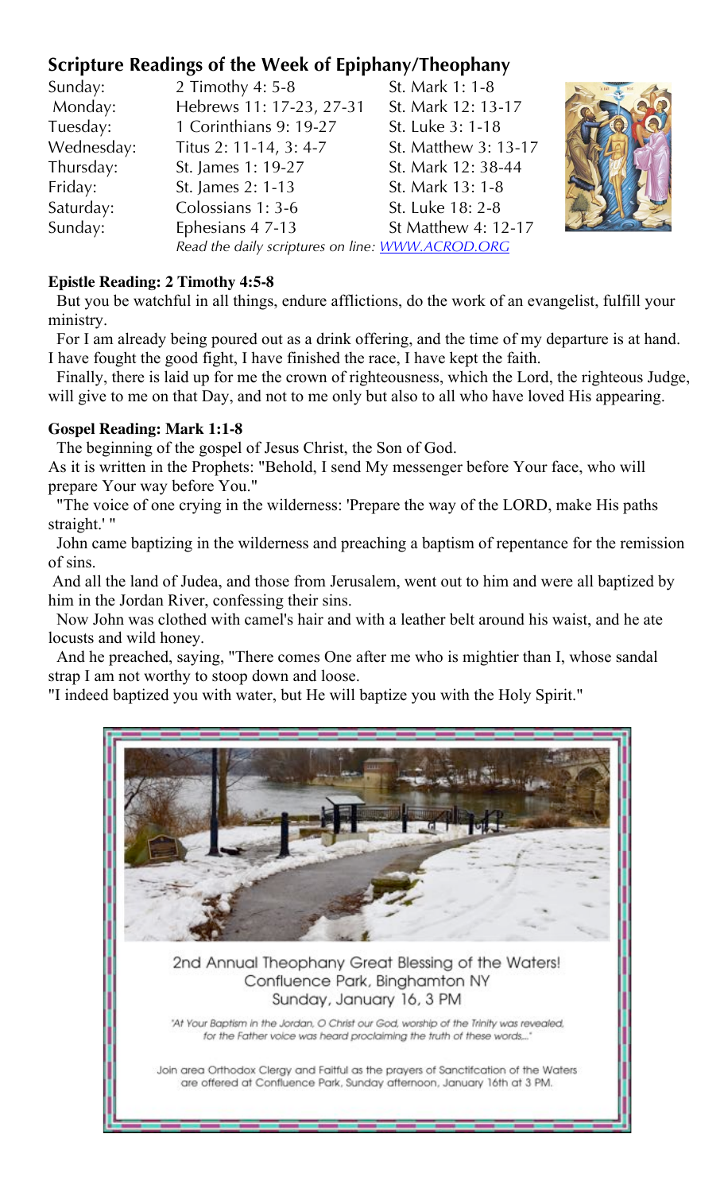## Scripture Readings of the Week of Epiphany/Theophany

| | | |
|---|---|---|
| Sunday: | 2 Timothy 4: 5-8 | St. Mark 1: 1-8 |
| Monday: | Hebrews 11: 17-23, 27-31 | St. Mark 12: 13-17 |
| Tuesday: | 1 Corinthians 9: 19-27 | St. Luke 3: 1-18 |
| Wednesday: | Titus 2: 11-14, 3: 4-7 | St. Matthew 3: 13-17 |
| Thursday: | St. James 1: 19-27 | St. Mark 12: 38-44 |
| Friday: | St. James 2: 1-13 | St. Mark 13: 1-8 |
| Saturday: | Colossians 1: 3-6 | St. Luke 18: 2-8 |
| Sunday: | Ephesians 4 7-13 | St Matthew 4: 12-17 |

*Read the daily scriptures on line: WWW.ACROD.ORG*

**Epistle Reading: 2 Timothy 4:5-8**

But you be watchful in all things, endure afflictions, do the work of an evangelist, fulfill your ministry.

For I am already being poured out as a drink offering, and the time of my departure is at hand. I have fought the good fight, I have finished the race, I have kept the faith.

Finally, there is laid up for me the crown of righteousness, which the Lord, the righteous Judge, will give to me on that Day, and not to me only but also to all who have loved His appearing.

**Gospel Reading: Mark 1:1-8**

The beginning of the gospel of Jesus Christ, the Son of God.

As it is written in the Prophets: "Behold, I send My messenger before Your face, who will prepare Your way before You."

"The voice of one crying in the wilderness: 'Prepare the way of the LORD, make His paths straight.' "

John came baptizing in the wilderness and preaching a baptism of repentance for the remission of sins.

And all the land of Judea, and those from Jerusalem, went out to him and were all baptized by him in the Jordan River, confessing their sins.

Now John was clothed with camel's hair and with a leather belt around his waist, and he ate locusts and wild honey.

And he preached, saying, "There comes One after me who is mightier than I, whose sandal strap I am not worthy to stoop down and loose.

"I indeed baptized you with water, but He will baptize you with the Holy Spirit."

2nd Annual Theophany Great Blessing of the Waters!
Confluence Park, Binghamton NY
Sunday, January 16, 3 PM

*"At Your Baptism in the Jordan, O Christ our God, worship of the Trinity was revealed, for the Father voice was heard proclaiming the truth of these words..."*

Join area Orthodox Clergy and Faitful as the prayers of Sanctifcation of the Waters are offered at Confluence Park, Sunday afternoon, January 16th at 3 PM.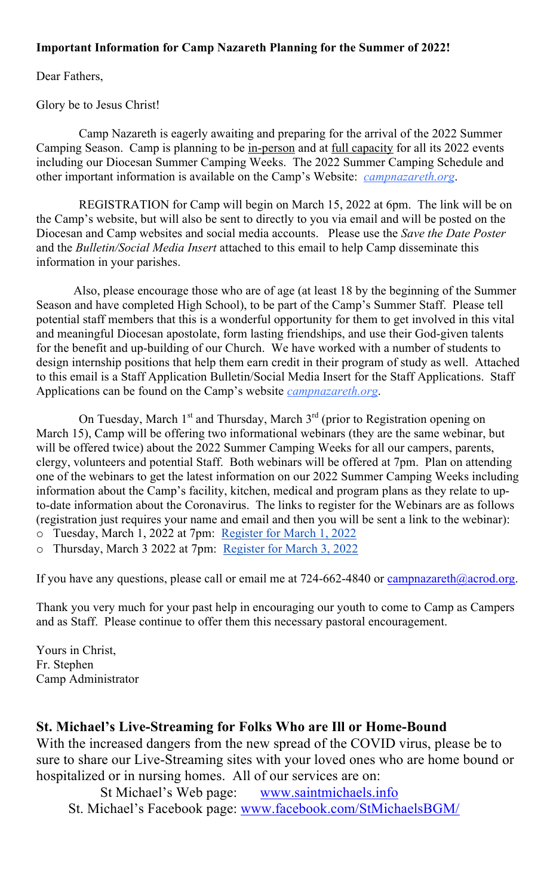**Important Information for Camp Nazareth Planning for the Summer of 2022!**

Dear Fathers,

Glory be to Jesus Christ!

Camp Nazareth is eagerly awaiting and preparing for the arrival of the 2022 Summer Camping Season. Camp is planning to be in-person and at full capacity for all its 2022 events including our Diocesan Summer Camping Weeks. The 2022 Summer Camping Schedule and other important information is available on the Camp's Website: *campnazareth.org*.

REGISTRATION for Camp will begin on March 15, 2022 at 6pm. The link will be on the Camp's website, but will also be sent to directly to you via email and will be posted on the Diocesan and Camp websites and social media accounts. Please use the *Save the Date Poster* and the *Bulletin/Social Media Insert* attached to this email to help Camp disseminate this information in your parishes.

Also, please encourage those who are of age (at least 18 by the beginning of the Summer Season and have completed High School), to be part of the Camp's Summer Staff. Please tell potential staff members that this is a wonderful opportunity for them to get involved in this vital and meaningful Diocesan apostolate, form lasting friendships, and use their God-given talents for the benefit and up-building of our Church. We have worked with a number of students to design internship positions that help them earn credit in their program of study as well. Attached to this email is a Staff Application Bulletin/Social Media Insert for the Staff Applications. Staff Applications can be found on the Camp's website *campnazareth.org*.

On Tuesday, March 1st and Thursday, March 3rd (prior to Registration opening on March 15), Camp will be offering two informational webinars (they are the same webinar, but will be offered twice) about the 2022 Summer Camping Weeks for all our campers, parents, clergy, volunteers and potential Staff. Both webinars will be offered at 7pm. Plan on attending one of the webinars to get the latest information on our 2022 Summer Camping Weeks including information about the Camp's facility, kitchen, medical and program plans as they relate to up-to-date information about the Coronavirus. The links to register for the Webinars are as follows (registration just requires your name and email and then you will be sent a link to the webinar):

- Tuesday, March 1, 2022 at 7pm: Register for March 1, 2022
- Thursday, March 3 2022 at 7pm: Register for March 3, 2022

If you have any questions, please call or email me at 724-662-4840 or campnazareth@acrod.org.

Thank you very much for your past help in encouraging our youth to come to Camp as Campers and as Staff. Please continue to offer them this necessary pastoral encouragement.

Yours in Christ,
Fr. Stephen
Camp Administrator

## St. Michael's Live-Streaming for Folks Who are Ill or Home-Bound

With the increased dangers from the new spread of the COVID virus, please be to sure to share our Live-Streaming sites with your loved ones who are home bound or hospitalized or in nursing homes. All of our services are on:

St Michael's Web page: www.saintmichaels.info
St. Michael's Facebook page: www.facebook.com/StMichaelsBGM/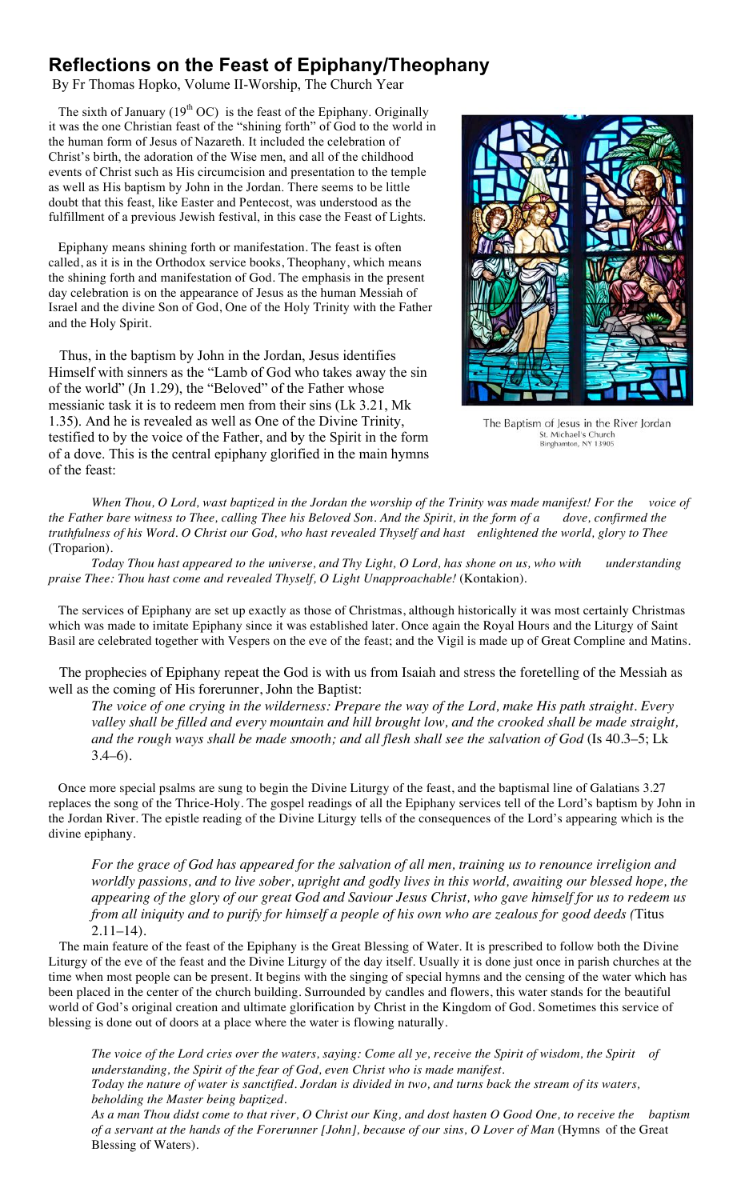# Reflections on the Feast of Epiphany/Theophany

By Fr Thomas Hopko, Volume II-Worship, The Church Year

The sixth of January (19[th] OC) is the feast of the Epiphany. Originally it was the one Christian feast of the "shining forth" of God to the world in the human form of Jesus of Nazareth. It included the celebration of Christ's birth, the adoration of the Wise men, and all of the childhood events of Christ such as His circumcision and presentation to the temple as well as His baptism by John in the Jordan. There seems to be little doubt that this feast, like Easter and Pentecost, was understood as the fulfillment of a previous Jewish festival, in this case the Feast of Lights.

Epiphany means shining forth or manifestation. The feast is often called, as it is in the Orthodox service books, Theophany, which means the shining forth and manifestation of God. The emphasis in the present day celebration is on the appearance of Jesus as the human Messiah of Israel and the divine Son of God, One of the Holy Trinity with the Father and the Holy Spirit.

Thus, in the baptism by John in the Jordan, Jesus identifies Himself with sinners as the "Lamb of God who takes away the sin of the world" (Jn 1.29), the "Beloved" of the Father whose messianic task it is to redeem men from their sins (Lk 3.21, Mk 1.35). And he is revealed as well as One of the Divine Trinity, testified to by the voice of the Father, and by the Spirit in the form of a dove. This is the central epiphany glorified in the main hymns of the feast:

The Baptism of Jesus in the River Jordan
St. Michael's Church
Binghamton, NY 13905

*When Thou, O Lord, wast baptized in the Jordan the worship of the Trinity was made manifest! For the voice of the Father bare witness to Thee, calling Thee his Beloved Son. And the Spirit, in the form of a dove, confirmed the truthfulness of his Word. O Christ our God, who hast revealed Thyself and hast enlightened the world, glory to Thee* (Troparion).

*Today Thou hast appeared to the universe, and Thy Light, O Lord, has shone on us, who with understanding praise Thee: Thou hast come and revealed Thyself, O Light Unapproachable!* (Kontakion).

The services of Epiphany are set up exactly as those of Christmas, although historically it was most certainly Christmas which was made to imitate Epiphany since it was established later. Once again the Royal Hours and the Liturgy of Saint Basil are celebrated together with Vespers on the eve of the feast; and the Vigil is made up of Great Compline and Matins.

The prophecies of Epiphany repeat the God is with us from Isaiah and stress the foretelling of the Messiah as well as the coming of His forerunner, John the Baptist:

> *The voice of one crying in the wilderness: Prepare the way of the Lord, make His path straight. Every valley shall be filled and every mountain and hill brought low, and the crooked shall be made straight, and the rough ways shall be made smooth; and all flesh shall see the salvation of God* (Is 40.3–5; Lk 3.4–6).

Once more special psalms are sung to begin the Divine Liturgy of the feast, and the baptismal line of Galatians 3.27 replaces the song of the Thrice-Holy. The gospel readings of all the Epiphany services tell of the Lord's baptism by John in the Jordan River. The epistle reading of the Divine Liturgy tells of the consequences of the Lord's appearing which is the divine epiphany.

> *For the grace of God has appeared for the salvation of all men, training us to renounce irreligion and worldly passions, and to live sober, upright and godly lives in this world, awaiting our blessed hope, the appearing of the glory of our great God and Saviour Jesus Christ, who gave himself for us to redeem us from all iniquity and to purify for himself a people of his own who are zealous for good deeds (*Titus 2.11–14).

The main feature of the feast of the Epiphany is the Great Blessing of Water. It is prescribed to follow both the Divine Liturgy of the eve of the feast and the Divine Liturgy of the day itself. Usually it is done just once in parish churches at the time when most people can be present. It begins with the singing of special hymns and the censing of the water which has been placed in the center of the church building. Surrounded by candles and flowers, this water stands for the beautiful world of God's original creation and ultimate glorification by Christ in the Kingdom of God. Sometimes this service of blessing is done out of doors at a place where the water is flowing naturally.

> *The voice of the Lord cries over the waters, saying: Come all ye, receive the Spirit of wisdom, the Spirit of understanding, the Spirit of the fear of God, even Christ who is made manifest.*
>
> *Today the nature of water is sanctified. Jordan is divided in two, and turns back the stream of its waters, beholding the Master being baptized.*
>
> *As a man Thou didst come to that river, O Christ our King, and dost hasten O Good One, to receive the baptism of a servant at the hands of the Forerunner [John], because of our sins, O Lover of Man* (Hymns of the Great Blessing of Waters).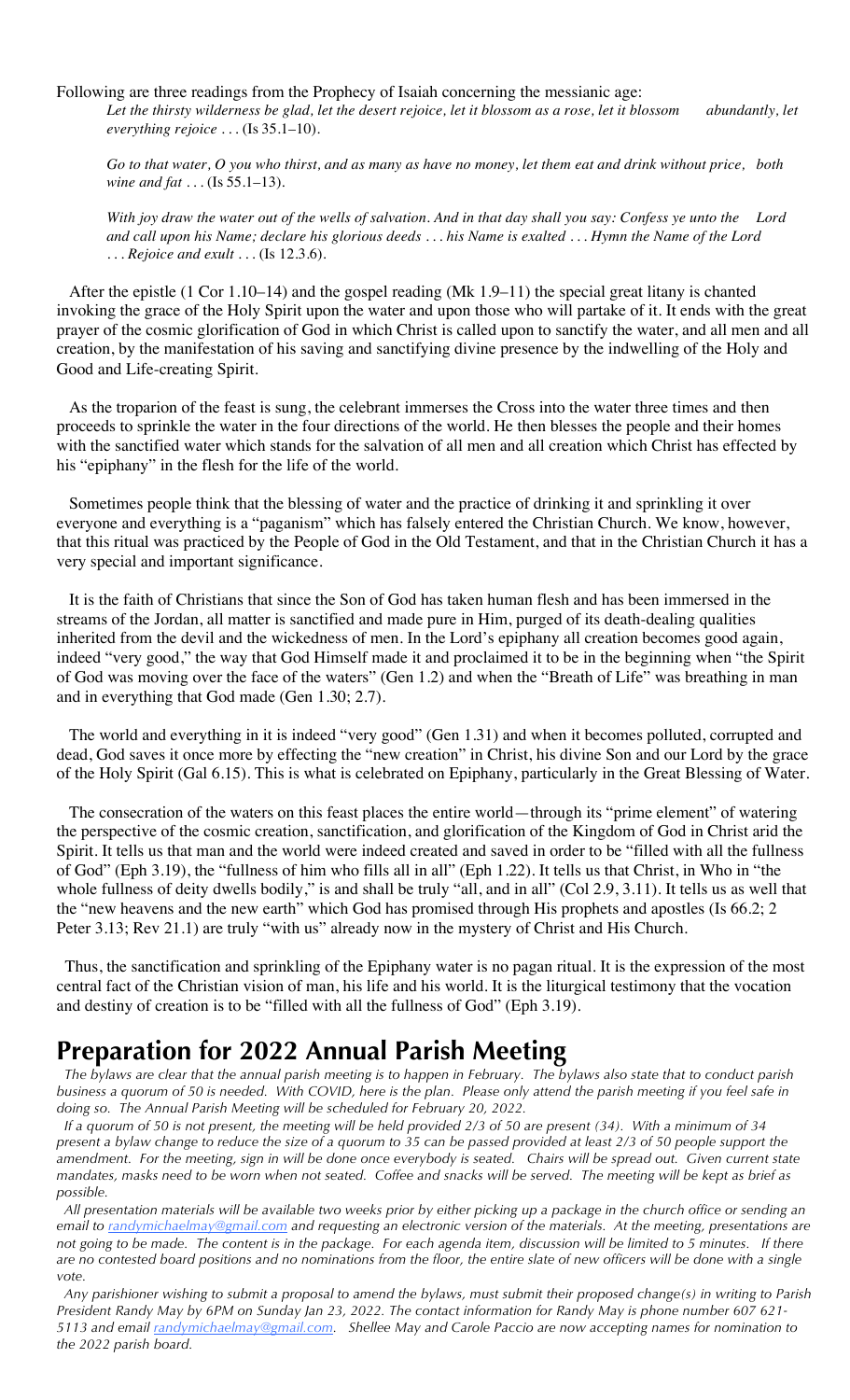Following are three readings from the Prophecy of Isaiah concerning the messianic age:

*Let the thirsty wilderness be glad, let the desert rejoice, let it blossom as a rose, let it blossom abundantly, let everything rejoice . . .* (Is 35.1–10).

*Go to that water, O you who thirst, and as many as have no money, let them eat and drink without price, both wine and fat . . .* (Is 55.1–13).

*With joy draw the water out of the wells of salvation. And in that day shall you say: Confess ye unto the Lord and call upon his Name; declare his glorious deeds . . . his Name is exalted . . . Hymn the Name of the Lord . . . Rejoice and exult . . .* (Is 12.3.6).

After the epistle (1 Cor 1.10–14) and the gospel reading (Mk 1.9–11) the special great litany is chanted invoking the grace of the Holy Spirit upon the water and upon those who will partake of it. It ends with the great prayer of the cosmic glorification of God in which Christ is called upon to sanctify the water, and all men and all creation, by the manifestation of his saving and sanctifying divine presence by the indwelling of the Holy and Good and Life-creating Spirit.

As the troparion of the feast is sung, the celebrant immerses the Cross into the water three times and then proceeds to sprinkle the water in the four directions of the world. He then blesses the people and their homes with the sanctified water which stands for the salvation of all men and all creation which Christ has effected by his "epiphany" in the flesh for the life of the world.

Sometimes people think that the blessing of water and the practice of drinking it and sprinkling it over everyone and everything is a "paganism" which has falsely entered the Christian Church. We know, however, that this ritual was practiced by the People of God in the Old Testament, and that in the Christian Church it has a very special and important significance.

It is the faith of Christians that since the Son of God has taken human flesh and has been immersed in the streams of the Jordan, all matter is sanctified and made pure in Him, purged of its death-dealing qualities inherited from the devil and the wickedness of men. In the Lord's epiphany all creation becomes good again, indeed "very good," the way that God Himself made it and proclaimed it to be in the beginning when "the Spirit of God was moving over the face of the waters" (Gen 1.2) and when the "Breath of Life" was breathing in man and in everything that God made (Gen 1.30; 2.7).

The world and everything in it is indeed "very good" (Gen 1.31) and when it becomes polluted, corrupted and dead, God saves it once more by effecting the "new creation" in Christ, his divine Son and our Lord by the grace of the Holy Spirit (Gal 6.15). This is what is celebrated on Epiphany, particularly in the Great Blessing of Water.

The consecration of the waters on this feast places the entire world—through its "prime element" of watering the perspective of the cosmic creation, sanctification, and glorification of the Kingdom of God in Christ arid the Spirit. It tells us that man and the world were indeed created and saved in order to be "filled with all the fullness of God" (Eph 3.19), the "fullness of him who fills all in all" (Eph 1.22). It tells us that Christ, in Who in "the whole fullness of deity dwells bodily," is and shall be truly "all, and in all" (Col 2.9, 3.11). It tells us as well that the "new heavens and the new earth" which God has promised through His prophets and apostles (Is 66.2; 2 Peter 3.13; Rev 21.1) are truly "with us" already now in the mystery of Christ and His Church.

Thus, the sanctification and sprinkling of the Epiphany water is no pagan ritual. It is the expression of the most central fact of the Christian vision of man, his life and his world. It is the liturgical testimony that the vocation and destiny of creation is to be "filled with all the fullness of God" (Eph 3.19).

## Preparation for 2022 Annual Parish Meeting

*The bylaws are clear that the annual parish meeting is to happen in February. The bylaws also state that to conduct parish business a quorum of 50 is needed. With COVID, here is the plan. Please only attend the parish meeting if you feel safe in doing so. The Annual Parish Meeting will be scheduled for February 20, 2022.*

*If a quorum of 50 is not present, the meeting will be held provided 2/3 of 50 are present (34). With a minimum of 34 present a bylaw change to reduce the size of a quorum to 35 can be passed provided at least 2/3 of 50 people support the amendment. For the meeting, sign in will be done once everybody is seated. Chairs will be spread out. Given current state mandates, masks need to be worn when not seated. Coffee and snacks will be served. The meeting will be kept as brief as possible.*

*All presentation materials will be available two weeks prior by either picking up a package in the church office or sending an email to randymichaelmay@gmail.com and requesting an electronic version of the materials. At the meeting, presentations are not going to be made. The content is in the package. For each agenda item, discussion will be limited to 5 minutes. If there are no contested board positions and no nominations from the floor, the entire slate of new officers will be done with a single vote.*

*Any parishioner wishing to submit a proposal to amend the bylaws, must submit their proposed change(s) in writing to Parish President Randy May by 6PM on Sunday Jan 23, 2022. The contact information for Randy May is phone number 607 621-5113 and email randymichaelmay@gmail.com. Shellee May and Carole Paccio are now accepting names for nomination to the 2022 parish board.*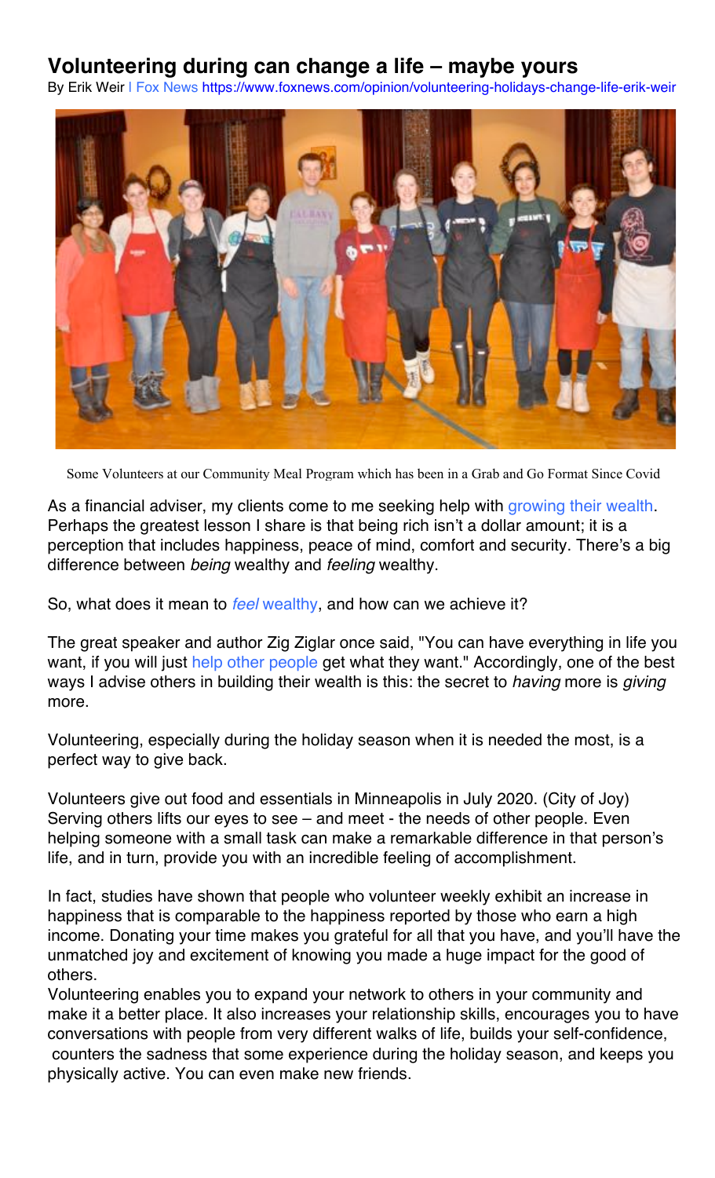# Volunteering during can change a life – maybe yours

By Erik Weir | Fox News https://www.foxnews.com/opinion/volunteering-holidays-change-life-erik-weir

Some Volunteers at our Community Meal Program which has been in a Grab and Go Format Since Covid

As a financial adviser, my clients come to me seeking help with growing their wealth. Perhaps the greatest lesson I share is that being rich isn't a dollar amount; it is a perception that includes happiness, peace of mind, comfort and security. There's a big difference between *being* wealthy and *feeling* wealthy.

So, what does it mean to *feel* wealthy, and how can we achieve it?

The great speaker and author Zig Ziglar once said, "You can have everything in life you want, if you will just help other people get what they want." Accordingly, one of the best ways I advise others in building their wealth is this: the secret to *having* more is *giving* more.

Volunteering, especially during the holiday season when it is needed the most, is a perfect way to give back.

Volunteers give out food and essentials in Minneapolis in July 2020. (City of Joy) Serving others lifts our eyes to see – and meet - the needs of other people. Even helping someone with a small task can make a remarkable difference in that person's life, and in turn, provide you with an incredible feeling of accomplishment.

In fact, studies have shown that people who volunteer weekly exhibit an increase in happiness that is comparable to the happiness reported by those who earn a high income. Donating your time makes you grateful for all that you have, and you'll have the unmatched joy and excitement of knowing you made a huge impact for the good of others.

Volunteering enables you to expand your network to others in your community and make it a better place. It also increases your relationship skills, encourages you to have conversations with people from very different walks of life, builds your self-confidence, counters the sadness that some experience during the holiday season, and keeps you physically active. You can even make new friends.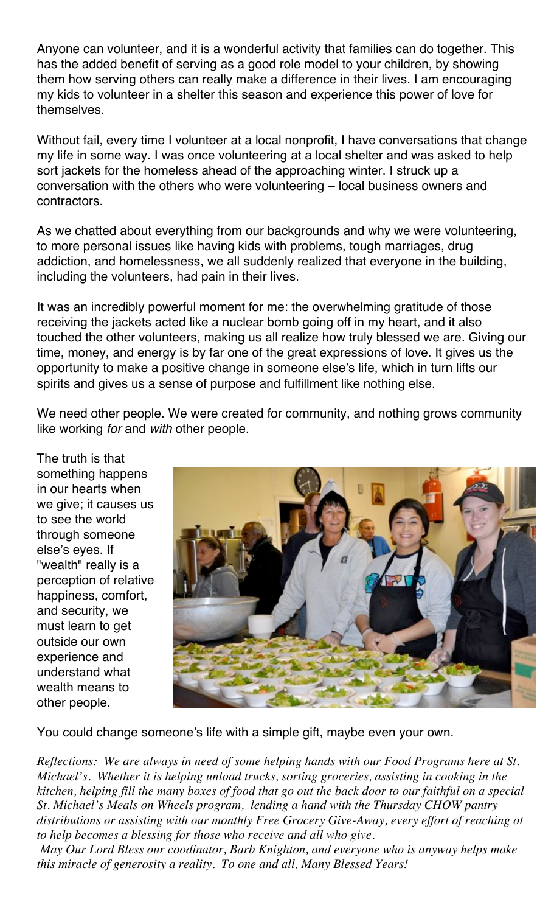Anyone can volunteer, and it is a wonderful activity that families can do together. This has the added benefit of serving as a good role model to your children, by showing them how serving others can really make a difference in their lives. I am encouraging my kids to volunteer in a shelter this season and experience this power of love for themselves.

Without fail, every time I volunteer at a local nonprofit, I have conversations that change my life in some way. I was once volunteering at a local shelter and was asked to help sort jackets for the homeless ahead of the approaching winter. I struck up a conversation with the others who were volunteering – local business owners and contractors.

As we chatted about everything from our backgrounds and why we were volunteering, to more personal issues like having kids with problems, tough marriages, drug addiction, and homelessness, we all suddenly realized that everyone in the building, including the volunteers, had pain in their lives.

It was an incredibly powerful moment for me: the overwhelming gratitude of those receiving the jackets acted like a nuclear bomb going off in my heart, and it also touched the other volunteers, making us all realize how truly blessed we are. Giving our time, money, and energy is by far one of the great expressions of love. It gives us the opportunity to make a positive change in someone else's life, which in turn lifts our spirits and gives us a sense of purpose and fulfillment like nothing else.

We need other people. We were created for community, and nothing grows community like working *for* and *with* other people.

The truth is that something happens in our hearts when we give; it causes us to see the world through someone else's eyes. If "wealth" really is a perception of relative happiness, comfort, and security, we must learn to get outside our own experience and understand what wealth means to other people.

You could change someone's life with a simple gift, maybe even your own.

*Reflections: We are always in need of some helping hands with our Food Programs here at St. Michael's. Whether it is helping unload trucks, sorting groceries, assisting in cooking in the kitchen, helping fill the many boxes of food that go out the back door to our faithful on a special St. Michael's on Meals on Wheels program, lending a hand with the Thursday CHOW pantry distributions or assisting with our monthly Free Grocery Give-Away, every effort of reaching ot to help becomes a blessing for those who receive and all who give.*

*May Our Lord Bless our coodinator, Barb Knighton, and everyone who is anyway helps make this miracle of generosity a reality. To one and all, Many Blessed Years!*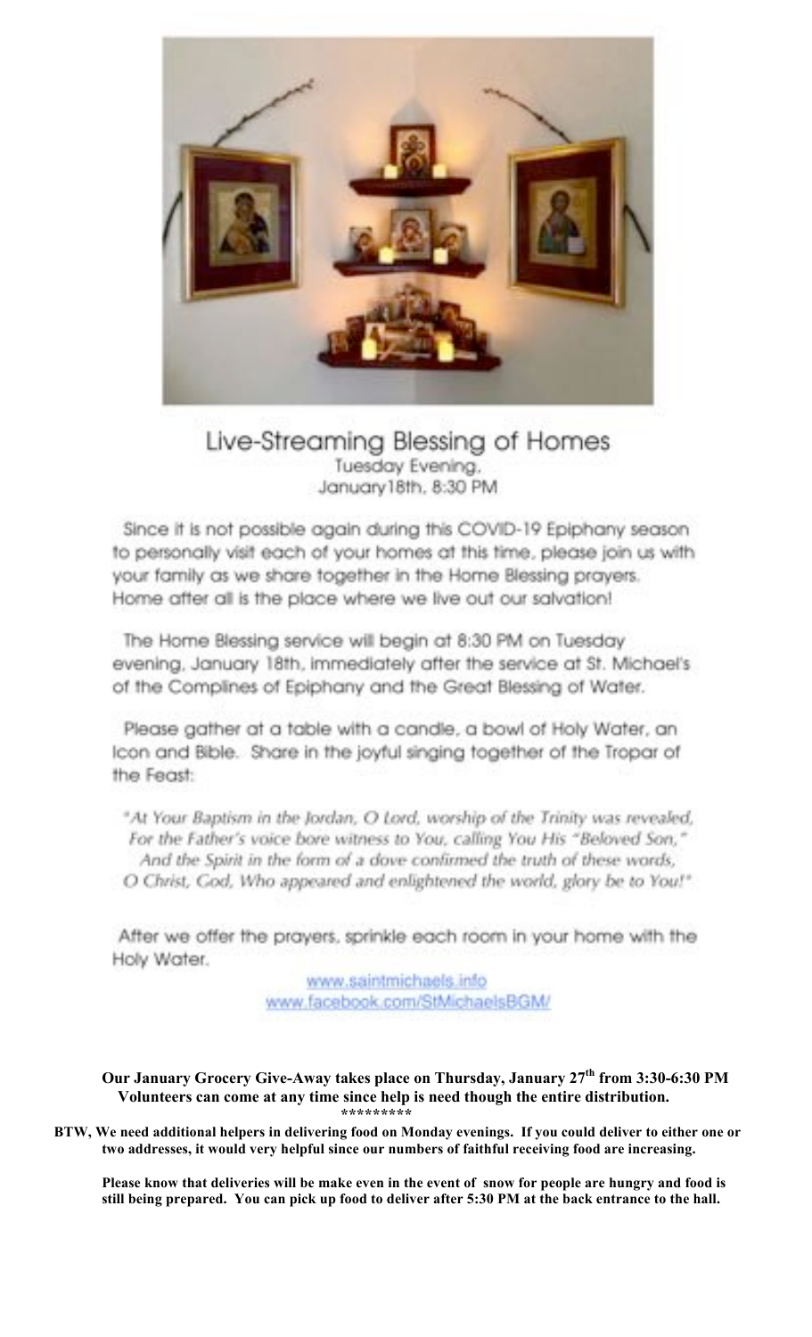## Live-Streaming Blessing of Homes

Tuesday Evening,
January18th, 8:30 PM

Since it is not possible again during this COVID-19 Epiphany season to personally visit each of your homes at this time, please join us with your family as we share together in the Home Blessing prayers. Home after all is the place where we live out our salvation!

The Home Blessing service will begin at 8:30 PM on Tuesday evening, January 18th, immediately after the service at St. Michael's of the Complines of Epiphany and the Great Blessing of Water.

Please gather at a table with a candle, a bowl of Holy Water, an Icon and Bible. Share in the joyful singing together of the Tropar of the Feast:

*"At Your Baptism in the Jordan, O Lord, worship of the Trinity was revealed,
For the Father's voice bore witness to You, calling You His "Beloved Son,"
And the Spirit in the form of a dove confirmed the truth of these words,
O Christ, God, Who appeared and enlightened the world, glory be to You!"*

After we offer the prayers, sprinkle each room in your home with the Holy Water.

www.saintmichaels.info
www.facebook.com/StMichaelsBGM/

**Our January Grocery Give-Away takes place on Thursday, January 27th from 3:30-6:30 PM Volunteers can come at any time since help is need though the entire distribution.**

**\*\*\*\*\*\*\*\*\***

**BTW, We need additional helpers in delivering food on Monday evenings. If you could deliver to either one or two addresses, it would very helpful since our numbers of faithful receiving food are increasing.**

**Please know that deliveries will be make even in the event of snow for people are hungry and food is still being prepared. You can pick up food to deliver after 5:30 PM at the back entrance to the hall.**